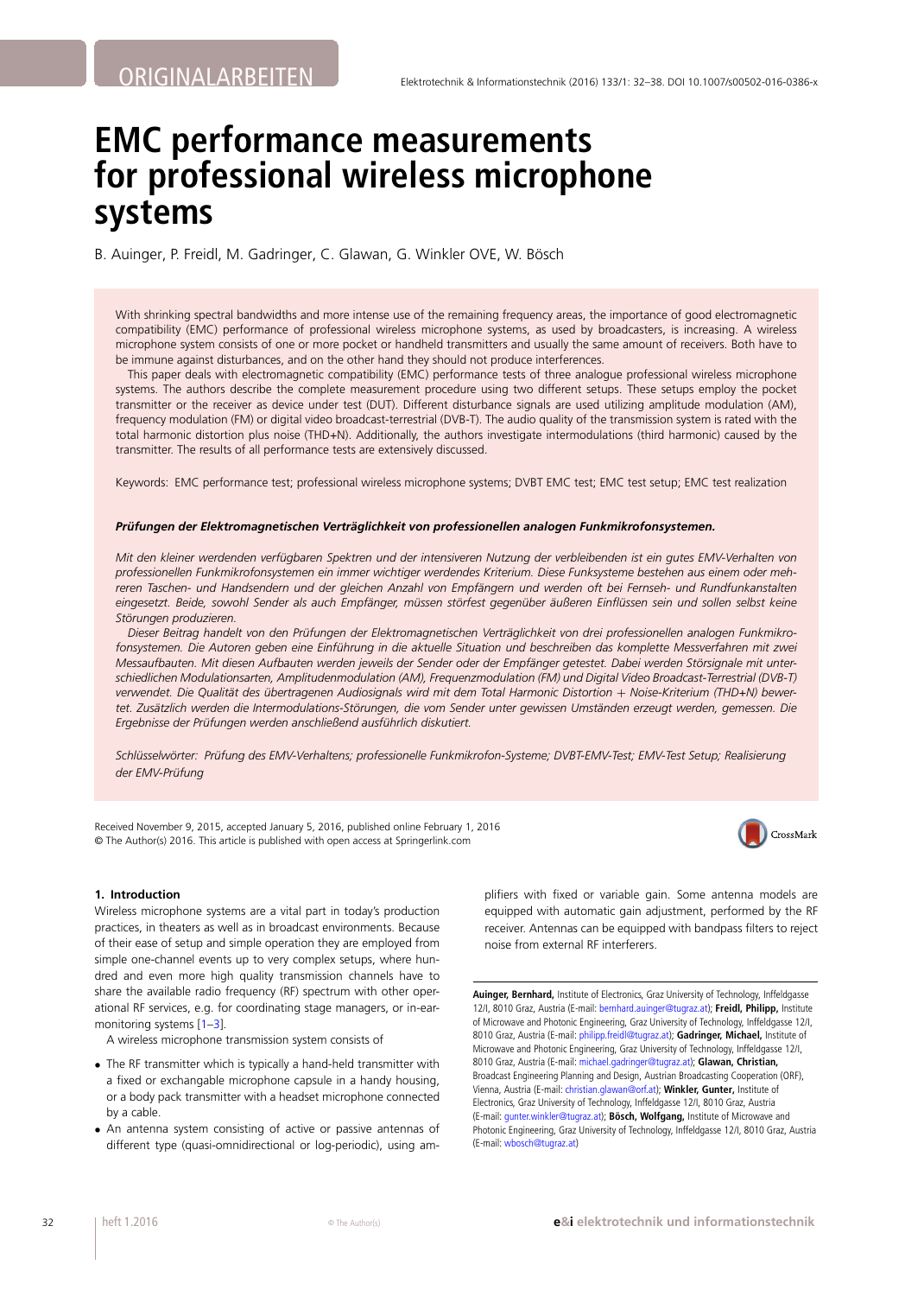ORIGINALARBEITEN

# EMC performance measurements for professional wireless microphone systems

B. Auinger, P. Freidl, M. Gadringer, C. Glawan, G. Winkler OVE, W. Bösch

With shrinking spectral bandwidths and more intense use of the remaining frequency areas, the importance of good electromagnetic compatibility (EMC) performance of professional wireless microphone systems, as used by broadcasters, is increasing. A wireless microphone system consists of one or more pocket or handheld transmitters and usually the same amount of receivers. Both have to be immune against disturbances, and on the other hand they should not produce interferences.

This paper deals with electromagnetic compatibility (EMC) performance tests of three analogue professional wireless microphone systems. The authors describe the complete measurement procedure using two different setups. These setups employ the pocket transmitter or the receiver as device under test (DUT). Different disturbance signals are used utilizing amplitude modulation (AM), frequency modulation (FM) or digital video broadcast-terrestrial (DVB-T). The audio quality of the transmission system is rated with the total harmonic distortion plus noise (THD+N). Additionally, the authors investigate intermodulations (third harmonic) caused by the transmitter. The results of all performance tests are extensively discussed.

Keywords: EMC performance test; professional wireless microphone systems; DVBT EMC test; EMC test setup; EMC test realization

***Prüfungen der Elektromagnetischen Verträglichkeit von professionellen analogen Funkmikrofonsystemen.***

*Mit den kleiner werdenden verfügbaren Spektren und der intensiveren Nutzung der verbleibenden ist ein gutes EMV-Verhalten von professionellen Funkmikrofonsystemen ein immer wichtiger werdendes Kriterium. Diese Funksysteme bestehen aus einem oder mehreren Taschen- und Handsendern und der gleichen Anzahl von Empfängern und werden oft bei Fernseh- und Rundfunkanstalten eingesetzt. Beide, sowohl Sender als auch Empfänger, müssen störfest gegenüber äußeren Einflüssen sein und sollen selbst keine Störungen produzieren.*

*Dieser Beitrag handelt von den Prüfungen der Elektromagnetischen Verträglichkeit von drei professionellen analogen Funkmikrofonsystemen. Die Autoren geben eine Einführung in die aktuelle Situation und beschreiben das komplette Messverfahren mit zwei Messaufbauten. Mit diesen Aufbauten werden jeweils der Sender oder der Empfänger getestet. Dabei werden Störsignale mit unterschiedlichen Modulationsarten, Amplitudenmodulation (AM), Frequenzmodulation (FM) und Digital Video Broadcast-Terrestrial (DVB-T) verwendet. Die Qualität des übertragenen Audiosignals wird mit dem Total Harmonic Distortion + Noise-Kriterium (THD+N) bewertet. Zusätzlich werden die Intermodulations-Störungen, die vom Sender unter gewissen Umständen erzeugt werden, gemessen. Die Ergebnisse der Prüfungen werden anschließend ausführlich diskutiert.*

*Schlüsselwörter: Prüfung des EMV-Verhaltens; professionelle Funkmikrofon-Systeme; DVBT-EMV-Test; EMV-Test Setup; Realisierung der EMV-Prüfung*

Received November 9, 2015, accepted January 5, 2016, published online February 1, 2016
© The Author(s) 2016. This article is published with open access at Springerlink.com

## 1. Introduction

Wireless microphone systems are a vital part in today's production practices, in theaters as well as in broadcast environments. Because of their ease of setup and simple operation they are employed from simple one-channel events up to very complex setups, where hundred and even more high quality transmission channels have to share the available radio frequency (RF) spectrum with other operational RF services, e.g. for coordinating stage managers, or in-ear-monitoring systems [1–3].

A wireless microphone transmission system consists of

- The RF transmitter which is typically a hand-held transmitter with a fixed or exchangable microphone capsule in a handy housing, or a body pack transmitter with a headset microphone connected by a cable.
- An antenna system consisting of active or passive antennas of different type (quasi-omnidirectional or log-periodic), using amplifiers with fixed or variable gain. Some antenna models are equipped with automatic gain adjustment, performed by the RF receiver. Antennas can be equipped with bandpass filters to reject noise from external RF interferers.

**Auinger, Bernhard,** Institute of Electronics, Graz University of Technology, Inffeldgasse 12/I, 8010 Graz, Austria (E-mail: bernhard.auinger@tugraz.at); **Freidl, Philipp,** Institute of Microwave and Photonic Engineering, Graz University of Technology, Inffeldgasse 12/I, 8010 Graz, Austria (E-mail: philipp.freidl@tugraz.at); **Gadringer, Michael,** Institute of Microwave and Photonic Engineering, Graz University of Technology, Inffeldgasse 12/I, 8010 Graz, Austria (E-mail: michael.gadringer@tugraz.at); **Glawan, Christian,** Broadcast Engineering Planning and Design, Austrian Broadcasting Cooperation (ORF), Vienna, Austria (E-mail: christian.glawan@orf.at); **Winkler, Gunter,** Institute of Electronics, Graz University of Technology, Inffeldgasse 12/I, 8010 Graz, Austria (E-mail: gunter.winkler@tugraz.at); **Bösch, Wolfgang,** Institute of Microwave and Photonic Engineering, Graz University of Technology, Inffeldgasse 12/I, 8010 Graz, Austria (E-mail: wbosch@tugraz.at)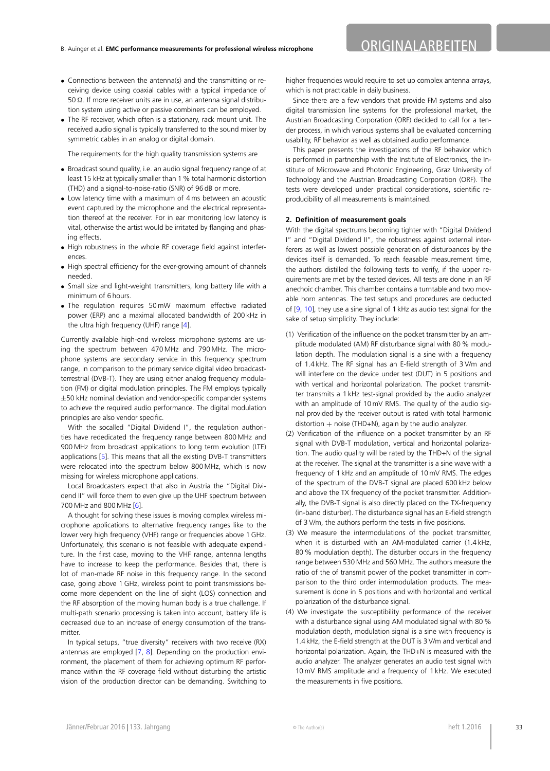- Connections between the antenna(s) and the transmitting or receiving device using coaxial cables with a typical impedance of 50 Ω. If more receiver units are in use, an antenna signal distribution system using active or passive combiners can be employed.
- The RF receiver, which often is a stationary, rack mount unit. The received audio signal is typically transferred to the sound mixer by symmetric cables in an analog or digital domain.

The requirements for the high quality transmission systems are

- Broadcast sound quality, i.e. an audio signal frequency range of at least 15 kHz at typically smaller than 1 % total harmonic distortion (THD) and a signal-to-noise-ratio (SNR) of 96 dB or more.
- Low latency time with a maximum of 4 ms between an acoustic event captured by the microphone and the electrical representation thereof at the receiver. For in ear monitoring low latency is vital, otherwise the artist would be irritated by flanging and phasing effects.
- High robustness in the whole RF coverage field against interferences.
- High spectral efficiency for the ever-growing amount of channels needed.
- Small size and light-weight transmitters, long battery life with a minimum of 6 hours.
- The regulation requires 50 mW maximum effective radiated power (ERP) and a maximal allocated bandwidth of 200 kHz in the ultra high frequency (UHF) range [4].

Currently available high-end wireless microphone systems are using the spectrum between 470 MHz and 790 MHz. The microphone systems are secondary service in this frequency spectrum range, in comparison to the primary service digital video broadcast-terrestrial (DVB-T). They are using either analog frequency modulation (FM) or digital modulation principles. The FM employs typically ±50 kHz nominal deviation and vendor-specific compander systems to achieve the required audio performance. The digital modulation principles are also vendor specific.

With the socalled "Digital Dividend I", the regulation authorities have rededicated the frequency range between 800 MHz and 900 MHz from broadcast applications to long term evolution (LTE) applications [5]. This means that all the existing DVB-T transmitters were relocated into the spectrum below 800 MHz, which is now missing for wireless microphone applications.

Local Broadcasters expect that also in Austria the "Digital Dividend II" will force them to even give up the UHF spectrum between 700 MHz and 800 MHz [6].

A thought for solving these issues is moving complex wireless microphone applications to alternative frequency ranges like to the lower very high frequency (VHF) range or frequencies above 1 GHz. Unfortunately, this scenario is not feasible with adequate expenditure. In the first case, moving to the VHF range, antenna lengths have to increase to keep the performance. Besides that, there is lot of man-made RF noise in this frequency range. In the second case, going above 1 GHz, wireless point to point transmissions become more dependent on the line of sight (LOS) connection and the RF absorption of the moving human body is a true challenge. If multi-path scenario processing is taken into account, battery life is decreased due to an increase of energy consumption of the transmitter.

In typical setups, "true diversity" receivers with two receive (RX) antennas are employed [7, 8]. Depending on the production environment, the placement of them for achieving optimum RF performance within the RF coverage field without disturbing the artistic vision of the production director can be demanding. Switching to higher frequencies would require to set up complex antenna arrays, which is not practicable in daily business.

Since there are a few vendors that provide FM systems and also digital transmission line systems for the professional market, the Austrian Broadcasting Corporation (ORF) decided to call for a tender process, in which various systems shall be evaluated concerning usability, RF behavior as well as obtained audio performance.

This paper presents the investigations of the RF behavior which is performed in partnership with the Institute of Electronics, the Institute of Microwave and Photonic Engineering, Graz University of Technology and the Austrian Broadcasting Corporation (ORF). The tests were developed under practical considerations, scientific reproducibility of all measurements is maintained.

## 2. Definition of measurement goals

With the digital spectrums becoming tighter with "Digital Dividend I" and "Digital Dividend II", the robustness against external interferers as well as lowest possible generation of disturbances by the devices itself is demanded. To reach feasable measurement time, the authors distilled the following tests to verify, if the upper requirements are met by the tested devices. All tests are done in an RF anechoic chamber. This chamber contains a turntable and two movable horn antennas. The test setups and procedures are deducted of [9, 10], they use a sine signal of 1 kHz as audio test signal for the sake of setup simplicity. They include:

(1) Verification of the influence on the pocket transmitter by an amplitude modulated (AM) RF disturbance signal with 80 % modulation depth. The modulation signal is a sine with a frequency of 1.4 kHz. The RF signal has an E-field strength of 3 V/m and will interfere on the device under test (DUT) in 5 positions and with vertical and horizontal polarization. The pocket transmitter transmits a 1 kHz test-signal provided by the audio analyzer with an amplitude of 10 mV RMS. The quality of the audio signal provided by the receiver output is rated with total harmonic distortion + noise (THD+N), again by the audio analyzer.

(2) Verification of the influence on a pocket transmitter by an RF signal with DVB-T modulation, vertical and horizontal polarization. The audio quality will be rated by the THD+N of the signal at the receiver. The signal at the transmitter is a sine wave with a frequency of 1 kHz and an amplitude of 10 mV RMS. The edges of the spectrum of the DVB-T signal are placed 600 kHz below and above the TX frequency of the pocket transmitter. Additionally, the DVB-T signal is also directly placed on the TX-frequency (in-band disturber). The disturbance signal has an E-field strength of 3 V/m, the authors perform the tests in five positions.

(3) We measure the intermodulations of the pocket transmitter, when it is disturbed with an AM-modulated carrier (1.4 kHz, 80 % modulation depth). The disturber occurs in the frequency range between 530 MHz and 560 MHz. The authors measure the ratio of the of transmit power of the pocket transmitter in comparison to the third order intermodulation products. The measurement is done in 5 positions and with horizontal and vertical polarization of the disturbance signal.

(4) We investigate the susceptibility performance of the receiver with a disturbance signal using AM modulated signal with 80 % modulation depth, modulation signal is a sine with frequency is 1.4 kHz, the E-field strength at the DUT is 3 V/m and vertical and horizontal polarization. Again, the THD+N is measured with the audio analyzer. The analyzer generates an audio test signal with 10 mV RMS amplitude and a frequency of 1 kHz. We executed the measurements in five positions.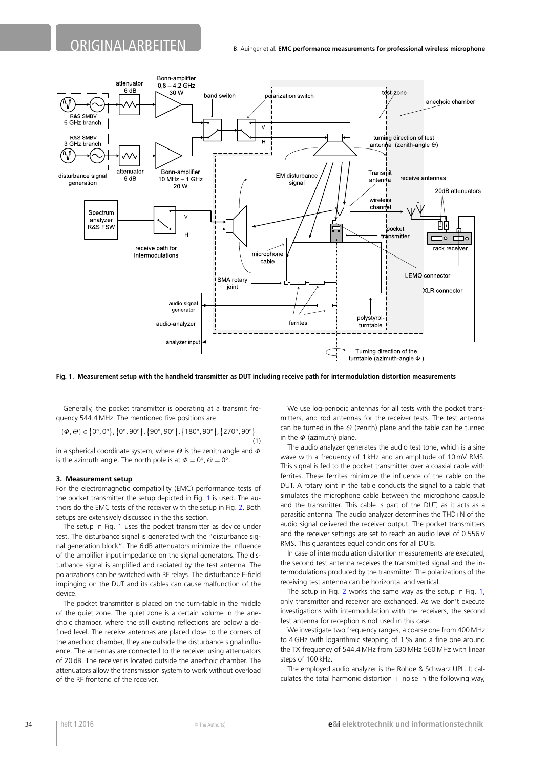**Fig. 1. Measurement setup with the handheld transmitter as DUT including receive path for intermodulation distortion measurements**

Generally, the pocket transmitter is operating at a transmit frequency 544.4 MHz. The mentioned five positions are

$$\{\Phi,\Theta\} \in \{0°,0°\},\{0°,90°\},\{90°,90°\},\{180°,90°\},\{270°,90°\} \tag{1}$$

in a spherical coordinate system, where $\Theta$ is the zenith angle and $\Phi$ is the azimuth angle. The north pole is at $\Phi = 0°, \Theta = 0°$.

### 3. Measurement setup

For the electromagnetic compatibility (EMC) performance tests of the pocket transmitter the setup depicted in Fig. 1 is used. The authors do the EMC tests of the receiver with the setup in Fig. 2. Both setups are extensively discussed in the this section.

The setup in Fig. 1 uses the pocket transmitter as device under test. The disturbance signal is generated with the "disturbance signal generation block". The 6 dB attenuators minimize the influence of the amplifier input impedance on the signal generators. The disturbance signal is amplified and radiated by the test antenna. The polarizations can be switched with RF relays. The disturbance E-field impinging on the DUT and its cables can cause malfunction of the device.

The pocket transmitter is placed on the turn-table in the middle of the quiet zone. The quiet zone is a certain volume in the anechoic chamber, where the still existing reflections are below a defined level. The receive antennas are placed close to the corners of the anechoic chamber, they are outside the disturbance signal influence. The antennas are connected to the receiver using attenuators of 20 dB. The receiver is located outside the anechoic chamber. The attenuators allow the transmission system to work without overload of the RF frontend of the receiver.

We use log-periodic antennas for all tests with the pocket transmitters, and rod antennas for the receiver tests. The test antenna can be turned in the $\Theta$ (zenith) plane and the table can be turned in the $\Phi$ (azimuth) plane.

The audio analyzer generates the audio test tone, which is a sine wave with a frequency of 1 kHz and an amplitude of 10 mV RMS. This signal is fed to the pocket transmitter over a coaxial cable with ferrites. These ferrites minimize the influence of the cable on the DUT. A rotary joint in the table conducts the signal to a cable that simulates the microphone cable between the microphone capsule and the transmitter. This cable is part of the DUT, as it acts as a parasitic antenna. The audio analyzer determines the THD+N of the audio signal delivered the receiver output. The pocket transmitters and the receiver settings are set to reach an audio level of 0.556 V RMS. This guarantees equal conditions for all DUTs.

In case of intermodulation distortion measurements are executed, the second test antenna receives the transmitted signal and the intermodulations produced by the transmitter. The polarizations of the receiving test antenna can be horizontal and vertical.

The setup in Fig. 2 works the same way as the setup in Fig. 1, only transmitter and receiver are exchanged. As we don't execute investigations with intermodulation with the receivers, the second test antenna for reception is not used in this case.

We investigate two frequency ranges, a coarse one from 400 MHz to 4 GHz with logarithmic stepping of 1 % and a fine one around the TX frequency of 544.4 MHz from 530 MHz 560 MHz with linear steps of 100 kHz.

The employed audio analyzer is the Rohde & Schwarz UPL. It calculates the total harmonic distortion + noise in the following way,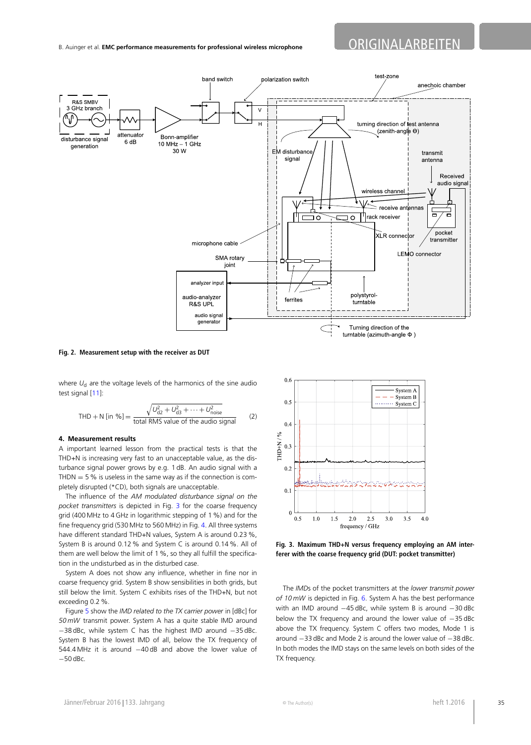Fig. 2. Measurement setup with the receiver as DUT

where $U_d$ are the voltage levels of the harmonics of the sine audio test signal [11]:

$$\mathrm{THD+N}\ [\text{in }\%] = \frac{\sqrt{U_{d2}^2 + U_{d3}^2 + \cdots + U_{\text{noise}}^2}}{\text{total RMS value of the audio signal}} \qquad (2)$$

#### 4. Measurement results

A important learned lesson from the practical tests is that the THD+N is increasing very fast to an unacceptable value, as the disturbance signal power grows by e.g. 1 dB. An audio signal with a THDN = 5 % is useless in the same way as if the connection is completely disrupted (*CD), both signals are unacceptable.

The influence of the *AM modulated disturbance signal on the pocket transmitters* is depicted in Fig. 3 for the coarse frequency grid (400 MHz to 4 GHz in logarithmic stepping of 1 %) and for the fine frequency grid (530 MHz to 560 MHz) in Fig. 4. All three systems have different standard THD+N values, System A is around 0.23 %, System B is around 0.12 % and System C is around 0.14 %. All of them are well below the limit of 1 %, so they all fulfill the specification in the undisturbed as in the disturbed case.

System A does not show any influence, whether in fine nor in coarse frequency grid. System B show sensibilities in both grids, but still below the limit. System C exhibits rises of the THD+N, but not exceeding 0.2 %.

Figure 5 show the *IMD related to the TX carrier power* in [dBc] for *50 mW* transmit power. System A has a quite stable IMD around −38 dBc, while system C has the highest IMD around −35 dBc. System B has the lowest IMD of all, below the TX frequency of 544.4 MHz it is around −40 dB and above the lower value of −50 dBc.

Fig. 3. Maximum THD+N versus frequency employing an AM interferer with the coarse frequency grid (DUT: pocket transmitter)

The *IMDs* of the pocket transmitters at the *lower transmit power of 10 mW* is depicted in Fig. 6. System A has the best performance with an IMD around −45 dBc, while system B is around −30 dBc below the TX frequency and around the lower value of −35 dBc above the TX frequency. System C offers two modes, Mode 1 is around −33 dBc and Mode 2 is around the lower value of −38 dBc. In both modes the IMD stays on the same levels on both sides of the TX frequency.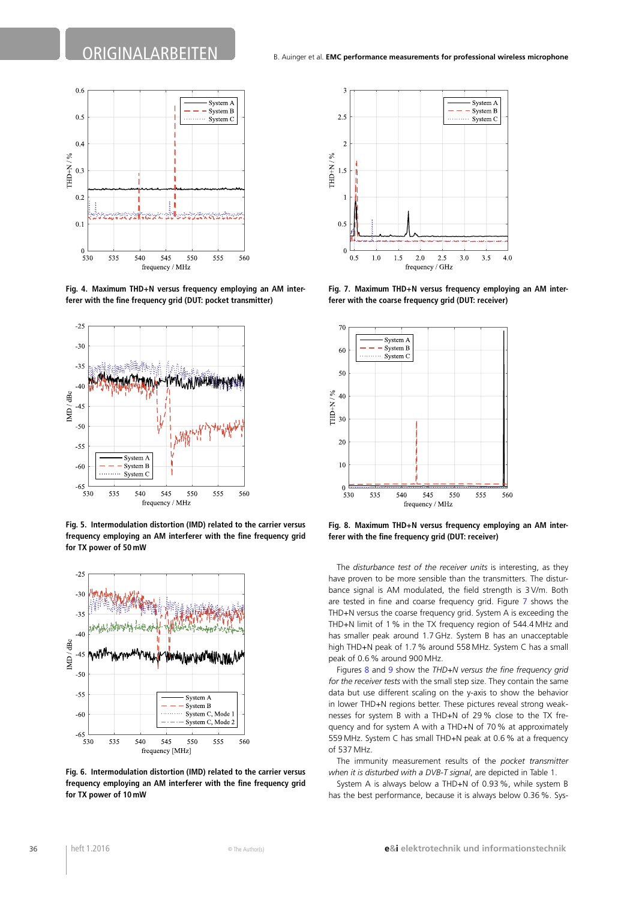Fig. 4. Maximum THD+N versus frequency employing an AM interferer with the fine frequency grid (DUT: pocket transmitter)

Fig. 5. Intermodulation distortion (IMD) related to the carrier versus frequency employing an AM interferer with the fine frequency grid for TX power of 50 mW

Fig. 6. Intermodulation distortion (IMD) related to the carrier versus frequency employing an AM interferer with the fine frequency grid for TX power of 10 mW

Fig. 7. Maximum THD+N versus frequency employing an AM interferer with the coarse frequency grid (DUT: receiver)

Fig. 8. Maximum THD+N versus frequency employing an AM interferer with the fine frequency grid (DUT: receiver)

The *disturbance test of the receiver units* is interesting, as they have proven to be more sensible than the transmitters. The disturbance signal is AM modulated, the field strength is 3 V/m. Both are tested in fine and coarse frequency grid. Figure 7 shows the THD+N versus the coarse frequency grid. System A is exceeding the THD+N limit of 1 % in the TX frequency region of 544.4 MHz and has smaller peak around 1.7 GHz. System B has an unacceptable high THD+N peak of 1.7 % around 558 MHz. System C has a small peak of 0.6 % around 900 MHz.

Figures 8 and 9 show the *THD+N versus the fine frequency grid for the receiver tests* with the small step size. They contain the same data but use different scaling on the y-axis to show the behavior in lower THD+N regions better. These pictures reveal strong weaknesses for system B with a THD+N of 29 % close to the TX frequency and for system A with a THD+N of 70 % at approximately 559 MHz. System C has small THD+N peak at 0.6 % at a frequency of 537 MHz.

The immunity measurement results of the *pocket transmitter when it is disturbed with a DVB-T signal*, are depicted in Table 1.

System A is always below a THD+N of 0.93 %, while system B has the best performance, because it is always below 0.36 %. Sys-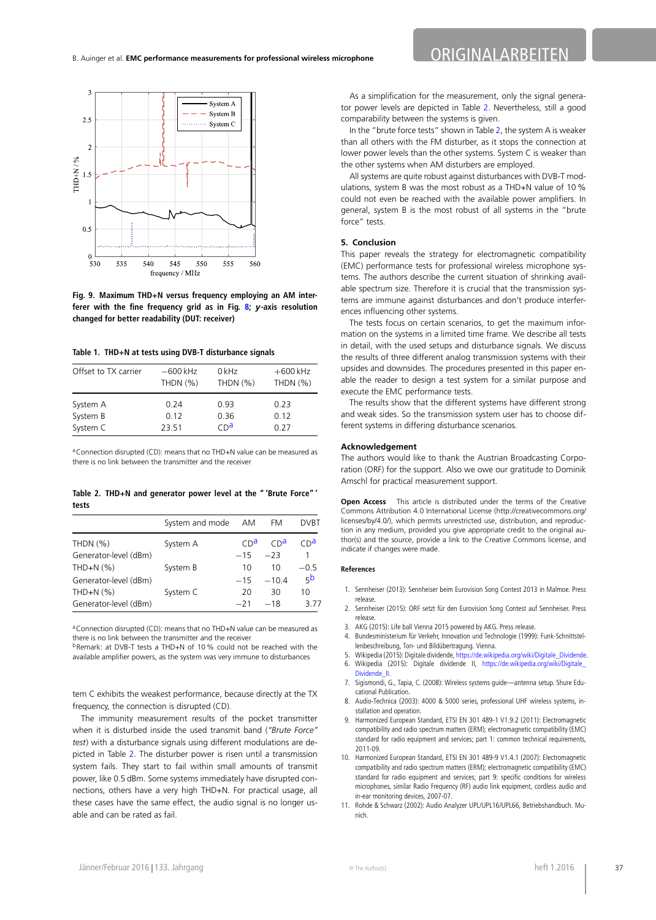3

2.5

2

1.5

1

0.5

0

530 535 540 545 550 555 560

frequency / MHz

THD+N / %

System A

System B

System C

**Fig. 9. Maximum THD+N versus frequency employing an AM interferer with the fine frequency grid as in Fig. 8; *y*-axis resolution changed for better readability (DUT: receiver)**

**Table 1. THD+N at tests using DVB-T disturbance signals**

| Offset to TX carrier | −600 kHz THDN (%) | 0 kHz THDN (%) | +600 kHz THDN (%) |
|---|---|---|---|
| System A | 0.24 | 0.93 | 0.23 |
| System B | 0.12 | 0.36 | 0.12 |
| System C | 23.51 | CD[a] | 0.27 |

[a]Connection disrupted (CD): means that no THD+N value can be measured as there is no link between the transmitter and the receiver

**Table 2. THD+N and generator power level at the "'Brute Force"' tests**

| | System and mode | AM | FM | DVBT |
|---|---|---|---|---|
| THDN (%) | System A | CD[a] | CD[a] | CD[a] |
| Generator-level (dBm) | | −15 | −23 | 1 |
| THD+N (%) | System B | 10 | 10 | −0.5 |
| Generator-level (dBm) | | −15 | −10.4 | 5[b] |
| THD+N (%) | System C | 20 | 30 | 10 |
| Generator-level (dBm) | | −21 | −18 | 3.77 |

[a]Connection disrupted (CD): means that no THD+N value can be measured as there is no link between the transmitter and the receiver
[b]Remark: at DVB-T tests a THD+N of 10 % could not be reached with the available amplifier powers, as the system was very immune to disturbances

tem C exhibits the weakest performance, because directly at the TX frequency, the connection is disrupted (CD).

The immunity measurement results of the pocket transmitter when it is disturbed inside the used transmit band (*"Brute Force" test*) with a disturbance signals using different modulations are depicted in Table 2. The disturber power is risen until a transmission system fails. They start to fail within small amounts of transmit power, like 0.5 dBm. Some systems immediately have disrupted connections, others have a very high THD+N. For practical usage, all these cases have the same effect, the audio signal is no longer usable and can be rated as fail.

As a simplification for the measurement, only the signal generator power levels are depicted in Table 2. Nevertheless, still a good comparability between the systems is given.

In the "brute force tests" shown in Table 2, the system A is weaker than all others with the FM disturber, as it stops the connection at lower power levels than the other systems. System C is weaker than the other systems when AM disturbers are employed.

All systems are quite robust against disturbances with DVB-T modulations, system B was the most robust as a THD+N value of 10 % could not even be reached with the available power amplifiers. In general, system B is the most robust of all systems in the "brute force" tests.

## 5. Conclusion

This paper reveals the strategy for electromagnetic compatibility (EMC) performance tests for professional wireless microphone systems. The authors describe the current situation of shrinking available spectrum size. Therefore it is crucial that the transmission systems are immune against disturbances and don't produce interferences influencing other systems.

The tests focus on certain scenarios, to get the maximum information on the systems in a limited time frame. We describe all tests in detail, with the used setups and disturbance signals. We discuss the results of three different analog transmission systems with their upsides and downsides. The procedures presented in this paper enable the reader to design a test system for a similar purpose and execute the EMC performance tests.

The results show that the different systems have different strong and weak sides. So the transmission system user has to choose different systems in differing disturbance scenarios.

## Acknowledgement

The authors would like to thank the Austrian Broadcasting Corporation (ORF) for the support. Also we owe our gratitude to Dominik Amschl for practical measurement support.

**Open Access** This article is distributed under the terms of the Creative Commons Attribution 4.0 International License (http://creativecommons.org/licenses/by/4.0/), which permits unrestricted use, distribution, and reproduction in any medium, provided you give appropriate credit to the original author(s) and the source, provide a link to the Creative Commons license, and indicate if changes were made.

## References

1. Sennheiser (2013): Sennheiser beim Eurovision Song Contest 2013 in Malmoe. Press release.
2. Sennheiser (2015): ORF setzt für den Eurovision Song Contest auf Sennheiser. Press release.
3. AKG (2015): Life ball Vienna 2015 powered by AKG. Press release.
4. Bundesministerium für Verkehr, Innovation und Technologie (1999): Funk-Schnittstellenbeschreibung, Ton- und Bildübertragung. Vienna.
5. Wikipedia (2015): Digitale dividende, https://de.wikipedia.org/wiki/Digitale_Dividende.
6. Wikipedia (2015): Digitale dividende II, https://de.wikipedia.org/wiki/Digitale_Dividende_II.
7. Sigismondi, G., Tapia, C. (2008): Wireless systems guide—antenna setup. Shure Educational Publication.
8. Audio-Technica (2003): 4000 & 5000 series, professional UHF wireless systems, installation and operation.
9. Harmonized European Standard, ETSI EN 301 489-1 V1.9.2 (2011): Electromagnetic compatibility and radio spectrum matters (ERM); electromagnetic compatibility (EMC) standard for radio equipment and services; part 1: common technical requirements, 2011-09.
10. Harmonized European Standard, ETSI EN 301 489-9 V1.4.1 (2007): Electromagnetic compatibility and radio spectrum matters (ERM); electromagnetic compatibility (EMC) standard for radio equipment and services; part 9: specific conditions for wireless microphones, similar Radio Frequency (RF) audio link equipment, cordless audio and in-ear monitoring devices, 2007-07.
11. Rohde & Schwarz (2002): Audio Analyzer UPL/UPL16/UPL66, Betriebshandbuch. Munich.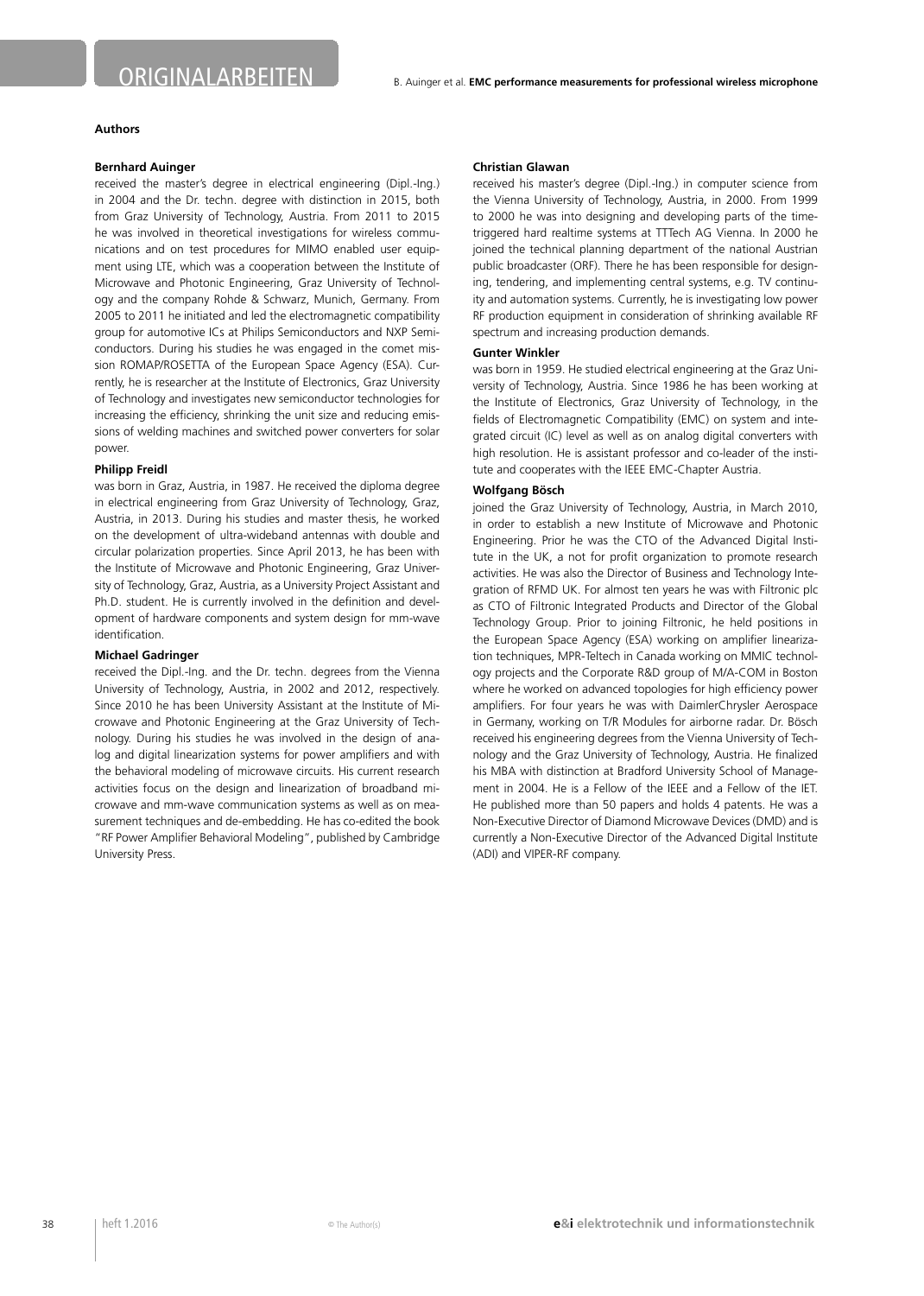## Authors

**Bernhard Auinger**
received the master's degree in electrical engineering (Dipl.-Ing.) in 2004 and the Dr. techn. degree with distinction in 2015, both from Graz University of Technology, Austria. From 2011 to 2015 he was involved in theoretical investigations for wireless communications and on test procedures for MIMO enabled user equipment using LTE, which was a cooperation between the Institute of Microwave and Photonic Engineering, Graz University of Technology and the company Rohde & Schwarz, Munich, Germany. From 2005 to 2011 he initiated and led the electromagnetic compatibility group for automotive ICs at Philips Semiconductors and NXP Semiconductors. During his studies he was engaged in the comet mission ROMAP/ROSETTA of the European Space Agency (ESA). Currently, he is researcher at the Institute of Electronics, Graz University of Technology and investigates new semiconductor technologies for increasing the efficiency, shrinking the unit size and reducing emissions of welding machines and switched power converters for solar power.

**Philipp Freidl**
was born in Graz, Austria, in 1987. He received the diploma degree in electrical engineering from Graz University of Technology, Graz, Austria, in 2013. During his studies and master thesis, he worked on the development of ultra-wideband antennas with double and circular polarization properties. Since April 2013, he has been with the Institute of Microwave and Photonic Engineering, Graz University of Technology, Graz, Austria, as a University Project Assistant and Ph.D. student. He is currently involved in the definition and development of hardware components and system design for mm-wave identification.

**Michael Gadringer**
received the Dipl.-Ing. and the Dr. techn. degrees from the Vienna University of Technology, Austria, in 2002 and 2012, respectively. Since 2010 he has been University Assistant at the Institute of Microwave and Photonic Engineering at the Graz University of Technology. During his studies he was involved in the design of analog and digital linearization systems for power amplifiers and with the behavioral modeling of microwave circuits. His current research activities focus on the design and linearization of broadband microwave and mm-wave communication systems as well as on measurement techniques and de-embedding. He has co-edited the book "RF Power Amplifier Behavioral Modeling", published by Cambridge University Press.

**Christian Glawan**
received his master's degree (Dipl.-Ing.) in computer science from the Vienna University of Technology, Austria, in 2000. From 1999 to 2000 he was into designing and developing parts of the time-triggered hard realtime systems at TTTech AG Vienna. In 2000 he joined the technical planning department of the national Austrian public broadcaster (ORF). There he has been responsible for designing, tendering, and implementing central systems, e.g. TV continuity and automation systems. Currently, he is investigating low power RF production equipment in consideration of shrinking available RF spectrum and increasing production demands.

**Gunter Winkler**
was born in 1959. He studied electrical engineering at the Graz University of Technology, Austria. Since 1986 he has been working at the Institute of Electronics, Graz University of Technology, in the fields of Electromagnetic Compatibility (EMC) on system and integrated circuit (IC) level as well as on analog digital converters with high resolution. He is assistant professor and co-leader of the institute and cooperates with the IEEE EMC-Chapter Austria.

**Wolfgang Bösch**
joined the Graz University of Technology, Austria, in March 2010, in order to establish a new Institute of Microwave and Photonic Engineering. Prior he was the CTO of the Advanced Digital Institute in the UK, a not for profit organization to promote research activities. He was also the Director of Business and Technology Integration of RFMD UK. For almost ten years he was with Filtronic plc as CTO of Filtronic Integrated Products and Director of the Global Technology Group. Prior to joining Filtronic, he held positions in the European Space Agency (ESA) working on amplifier linearization techniques, MPR-Teltech in Canada working on MMIC technology projects and the Corporate R&D group of M/A-COM in Boston where he worked on advanced topologies for high efficiency power amplifiers. For four years he was with DaimlerChrysler Aerospace in Germany, working on T/R Modules for airborne radar. Dr. Bösch received his engineering degrees from the Vienna University of Technology and the Graz University of Technology, Austria. He finalized his MBA with distinction at Bradford University School of Management in 2004. He is a Fellow of the IEEE and a Fellow of the IET. He published more than 50 papers and holds 4 patents. He was a Non-Executive Director of Diamond Microwave Devices (DMD) and is currently a Non-Executive Director of the Advanced Digital Institute (ADI) and VIPER-RF company.